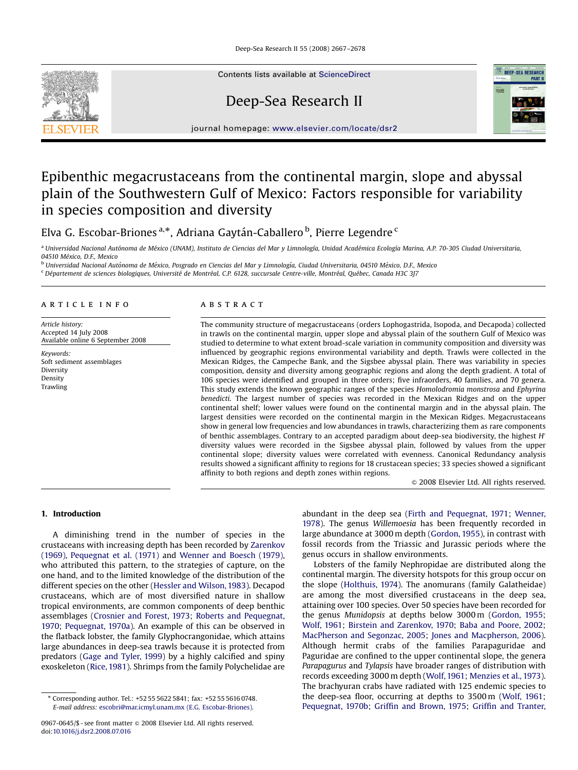# Epibenthic megacrustaceans from the continental margin, slope and abyssal plain of the Southwestern Gulf of Mexico: Factors responsible for variability in species composition and diversity

Elva G. Escobar-Briones [a,*], Adriana Gaytán-Caballero [b], Pierre Legendre [c]

[a] Universidad Nacional Autónoma de México (UNAM), Instituto de Ciencias del Mar y Limnología, Unidad Académica Ecología Marina, A.P. 70-305 Ciudad Universitaria, 04510 México, D.F., Mexico

[b] Universidad Nacional Autónoma de México, Posgrado en Ciencias del Mar y Limnología, Ciudad Universitaria, 04510 México, D.F., Mexico

[c] Département de sciences biologiques, Université de Montréal, C.P. 6128, succursale Centre-ville, Montréal, Québec, Canada H3C 3J7

## ARTICLE INFO

*Article history:*
Accepted 14 July 2008
Available online 6 September 2008

*Keywords:*
Soft sediment assemblages
Diversity
Density
Trawling

## ABSTRACT

The community structure of megacrustaceans (orders Lophogastrida, Isopoda, and Decapoda) collected in trawls on the continental margin, upper slope and abyssal plain of the southern Gulf of Mexico was studied to determine to what extent broad-scale variation in community composition and diversity was influenced by geographic regions environmental variability and depth. Trawls were collected in the Mexican Ridges, the Campeche Bank, and the Sigsbee abyssal plain. There was variability in species composition, density and diversity among geographic regions and along the depth gradient. A total of 106 species were identified and grouped in three orders; five infraorders, 40 families, and 70 genera. This study extends the known geographic ranges of the species *Homolodromia monstrosa* and *Ephyrina benedicti*. The largest number of species was recorded in the Mexican Ridges and on the upper continental shelf; lower values were found on the continental margin and in the abyssal plain. The largest densities were recorded on the continental margin in the Mexican Ridges. Megacrustaceans show in general low frequencies and low abundances in trawls, characterizing them as rare components of benthic assemblages. Contrary to an accepted paradigm about deep-sea biodiversity, the highest $H'$ diversity values were recorded in the Sigsbee abyssal plain, followed by values from the upper continental slope; diversity values were correlated with evenness. Canonical Redundancy analysis results showed a significant affinity to regions for 18 crustacean species; 33 species showed a significant affinity to both regions and depth zones within regions.

© 2008 Elsevier Ltd. All rights reserved.

## 1. Introduction

A diminishing trend in the number of species in the crustaceans with increasing depth has been recorded by Zarenkov (1969), Pequegnat et al. (1971) and Wenner and Boesch (1979), who attributed this pattern, to the strategies of capture, on the one hand, and to the limited knowledge of the distribution of the different species on the other (Hessler and Wilson, 1983). Decapod crustaceans, which are of most diversified nature in shallow tropical environments, are common components of deep benthic assemblages (Crosnier and Forest, 1973; Roberts and Pequegnat, 1970; Pequegnat, 1970a). An example of this can be observed in the flatback lobster, the family Glyphocrangonidae, which attains large abundances in deep-sea trawls because it is protected from predators (Gage and Tyler, 1999) by a highly calcified and spiny exoskeleton (Rice, 1981). Shrimps from the family Polychelidae are abundant in the deep sea (Firth and Pequegnat, 1971; Wenner, 1978). The genus *Willemoesia* has been frequently recorded in large abundance at 3000 m depth (Gordon, 1955), in contrast with fossil records from the Triassic and Jurassic periods where the genus occurs in shallow environments.

Lobsters of the family Nephropidae are distributed along the continental margin. The diversity hotspots for this group occur on the slope (Holthuis, 1974). The anomurans (family Galatheidae) are among the most diversified crustaceans in the deep sea, attaining over 100 species. Over 50 species have been recorded for the genus *Munidopsis* at depths below 3000 m (Gordon, 1955; Wolf, 1961; Birstein and Zarenkov, 1970; Baba and Poore, 2002; MacPherson and Segonzac, 2005; Jones and Macpherson, 2006). Although hermit crabs of the families Parapaguridae and Paguridae are confined to the upper continental slope, the genera *Parapagurus* and *Tylapsis* have broader ranges of distribution with records exceeding 3000 m depth (Wolf, 1961; Menzies et al., 1973). The brachyuran crabs have radiated with 125 endemic species to the deep-sea floor, occurring at depths to 3500 m (Wolf, 1961; Pequegnat, 1970b; Griffin and Brown, 1975; Griffin and Tranter,

---

* Corresponding author. Tel.: +52 55 5622 5841; fax: +52 55 5616 0748.
*E-mail address:* escobri@mar.icmyl.unam.mx (E.G. Escobar-Briones).

0967-0645/$ - see front matter © 2008 Elsevier Ltd. All rights reserved.
doi:10.1016/j.dsr2.2008.07.016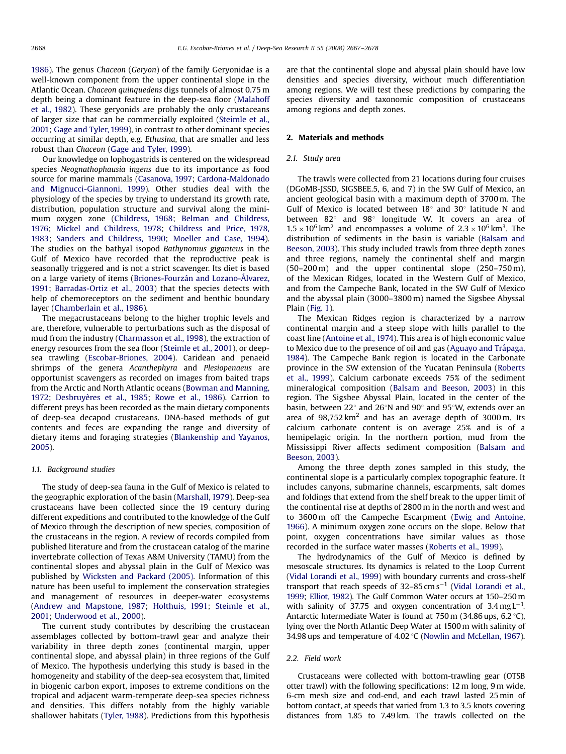1986). The genus *Chaceon* (*Geryon*) of the family Geryonidae is a well-known component from the upper continental slope in the Atlantic Ocean. *Chaceon quinquedens* digs tunnels of almost 0.75 m depth being a dominant feature in the deep-sea floor (Malahoff et al., 1982). These geryonids are probably the only crustaceans of larger size that can be commercially exploited (Steimle et al., 2001; Gage and Tyler, 1999), in contrast to other dominant species occurring at similar depth, e.g. *Ethusina*, that are smaller and less robust than *Chaceon* (Gage and Tyler, 1999).

Our knowledge on lophogastrids is centered on the widespread species *Neognathophausia ingens* due to its importance as food source for marine mammals (Casanova, 1997; Cardona-Maldonado and Mignucci-Giannoni, 1999). Other studies deal with the physiology of the species by trying to understand its growth rate, distribution, population structure and survival along the minimum oxygen zone (Childress, 1968; Belman and Childress, 1976; Mickel and Childress, 1978; Childress and Price, 1978, 1983; Sanders and Childress, 1990; Moeller and Case, 1994). The studies on the bathyal isopod *Bathynomus giganteus* in the Gulf of Mexico have recorded that the reproductive peak is seasonally triggered and is not a strict scavenger. Its diet is based on a large variety of items (Briones-Fourzán and Lozano-Álvarez, 1991; Barradas-Ortiz et al., 2003) that the species detects with help of chemoreceptors on the sediment and benthic boundary layer (Chamberlain et al., 1986).

The megacrustaceans belong to the higher trophic levels and are, therefore, vulnerable to perturbations such as the disposal of mud from the industry (Charmasson et al., 1998), the extraction of energy resources from the sea floor (Steimle et al., 2001), or deep-sea trawling (Escobar-Briones, 2004). Caridean and penaeid shrimps of the genera *Acanthephyra* and *Plesiopenaeus* are opportunist scavengers as recorded on images from baited traps from the Arctic and North Atlantic oceans (Bowman and Manning, 1972; Desbruyères et al., 1985; Rowe et al., 1986). Carrion to different preys has been recorded as the main dietary components of deep-sea decapod crustaceans. DNA-based methods of gut contents and feces are expanding the range and diversity of dietary items and foraging strategies (Blankenship and Yayanos, 2005).

### 1.1. Background studies

The study of deep-sea fauna in the Gulf of Mexico is related to the geographic exploration of the basin (Marshall, 1979). Deep-sea crustaceans have been collected since the 19 century during different expeditions and contributed to the knowledge of the Gulf of Mexico through the description of new species, composition of the crustaceans in the region. A review of records compiled from published literature and from the crustacean catalog of the marine invertebrate collection of Texas A&M University (TAMU) from the continental slopes and abyssal plain in the Gulf of Mexico was published by Wicksten and Packard (2005). Information of this nature has been useful to implement the conservation strategies and management of resources in deeper-water ecosystems (Andrew and Mapstone, 1987; Holthuis, 1991; Steimle et al., 2001; Underwood et al., 2000).

The current study contributes by describing the crustacean assemblages collected by bottom-trawl gear and analyze their variability in three depth zones (continental margin, upper continental slope, and abyssal plain) in three regions of the Gulf of Mexico. The hypothesis underlying this study is based in the homogeneity and stability of the deep-sea ecosystem that, limited in biogenic carbon export, imposes to extreme conditions on the tropical and adjacent warm-temperate deep-sea species richness and densities. This differs notably from the highly variable shallower habitats (Tyler, 1988). Predictions from this hypothesis are that the continental slope and abyssal plain should have low densities and species diversity, without much differentiation among regions. We will test these predictions by comparing the species diversity and taxonomic composition of crustaceans among regions and depth zones.

## 2. Materials and methods

### 2.1. Study area

The trawls were collected from 21 locations during four cruises (DGoMB-JSSD, SIGSBEE.5, 6, and 7) in the SW Gulf of Mexico, an ancient geological basin with a maximum depth of 3700 m. The Gulf of Mexico is located between 18° and 30° latitude N and between 82° and 98° longitude W. It covers an area of $1.5 \times 10^6\,km^2$ and encompasses a volume of $2.3 \times 10^6\,km^3$. The distribution of sediments in the basin is variable (Balsam and Beeson, 2003). This study included trawls from three depth zones and three regions, namely the continental shelf and margin (50–200 m) and the upper continental slope (250–750 m), of the Mexican Ridges, located in the Western Gulf of Mexico, and from the Campeche Bank, located in the SW Gulf of Mexico and the abyssal plain (3000–3800 m) named the Sigsbee Abyssal Plain (Fig. 1).

The Mexican Ridges region is characterized by a narrow continental margin and a steep slope with hills parallel to the coast line (Antoine et al., 1974). This area is of high economic value to Mexico due to the presence of oil and gas (Aguayo and Trápaga, 1984). The Campeche Bank region is located in the Carbonate province in the SW extension of the Yucatan Peninsula (Roberts et al., 1999). Calcium carbonate exceeds 75% of the sediment mineralogical composition (Balsam and Beeson, 2003) in this region. The Sigsbee Abyssal Plain, located in the center of the basin, between 22° and 26°N and 90° and 95°W, extends over an area of $98{,}752\,km^2$ and has an average depth of 3000 m. Its calcium carbonate content is on average 25% and is of a hemipelagic origin. In the northern portion, mud from the Mississippi River affects sediment composition (Balsam and Beeson, 2003).

Among the three depth zones sampled in this study, the continental slope is a particularly complex topographic feature. It includes canyons, submarine channels, escarpments, salt domes and foldings that extend from the shelf break to the upper limit of the continental rise at depths of 2800 m in the north and west and to 3600 m off the Campeche Escarpment (Ewig and Antoine, 1966). A minimum oxygen zone occurs on the slope. Below that point, oxygen concentrations have similar values as those recorded in the surface water masses (Roberts et al., 1999).

The hydrodynamics of the Gulf of Mexico is defined by mesoscale structures. Its dynamics is related to the Loop Current (Vidal Lorandi et al., 1999) with boundary currents and cross-shelf transport that reach speeds of 32–85 $cm\,s^{-1}$ (Vidal Lorandi et al., 1999; Elliot, 1982). The Gulf Common Water occurs at 150–250 m with salinity of 37.75 and oxygen concentration of $3.4\,mg\,L^{-1}$. Antarctic Intermediate Water is found at 750 m (34.86 ups, 6.2 °C), lying over the North Atlantic Deep Water at 1500 m with salinity of 34.98 ups and temperature of 4.02 °C (Nowlin and McLellan, 1967).

### 2.2. Field work

Crustaceans were collected with bottom-trawling gear (OTSB otter trawl) with the following specifications: 12 m long, 9 m wide, 6-cm mesh size and cod-end, and each trawl lasted 25 min of bottom contact, at speeds that varied from 1.3 to 3.5 knots covering distances from 1.85 to 7.49 km. The trawls collected on the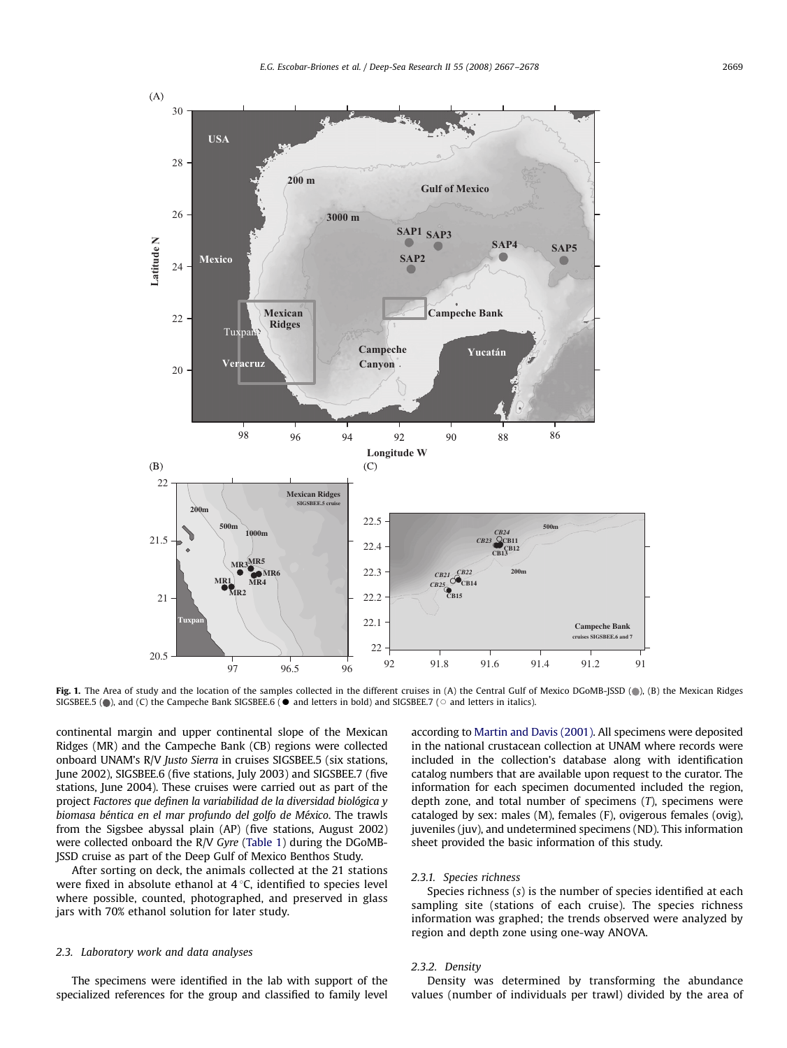**Fig. 1.** The Area of study and the location of the samples collected in the different cruises in (A) the Central Gulf of Mexico DGoMB-JSSD (●), (B) the Mexican Ridges SIGSBEE.5 (●), and (C) the Campeche Bank SIGSBEE.6 (● and letters in bold) and SIGSBEE.7 (○ and letters in italics).

continental margin and upper continental slope of the Mexican Ridges (MR) and the Campeche Bank (CB) regions were collected onboard UNAM's R/V *Justo Sierra* in cruises SIGSBEE.5 (six stations, June 2002), SIGSBEE.6 (five stations, July 2003) and SIGSBEE.7 (five stations, June 2004). These cruises were carried out as part of the project *Factores que definen la variabilidad de la diversidad biológica y biomasa béntica en el mar profundo del golfo de México*. The trawls from the Sigsbee abyssal plain (AP) (five stations, August 2002) were collected onboard the R/V *Gyre* (Table 1) during the DGoMB-JSSD cruise as part of the Deep Gulf of Mexico Benthos Study.

After sorting on deck, the animals collected at the 21 stations were fixed in absolute ethanol at 4 °C, identified to species level where possible, counted, photographed, and preserved in glass jars with 70% ethanol solution for later study.

### 2.3. Laboratory work and data analyses

The specimens were identified in the lab with support of the specialized references for the group and classified to family level according to Martin and Davis (2001). All specimens were deposited in the national crustacean collection at UNAM where records were included in the collection's database along with identification catalog numbers that are available upon request to the curator. The information for each specimen documented included the region, depth zone, and total number of specimens (*T*), specimens were cataloged by sex: males (M), females (F), ovigerous females (ovig), juveniles (juv), and undetermined specimens (ND). This information sheet provided the basic information of this study.

#### 2.3.1. Species richness

Species richness (*s*) is the number of species identified at each sampling site (stations of each cruise). The species richness information was graphed; the trends observed were analyzed by region and depth zone using one-way ANOVA.

#### 2.3.2. Density

Density was determined by transforming the abundance values (number of individuals per trawl) divided by the area of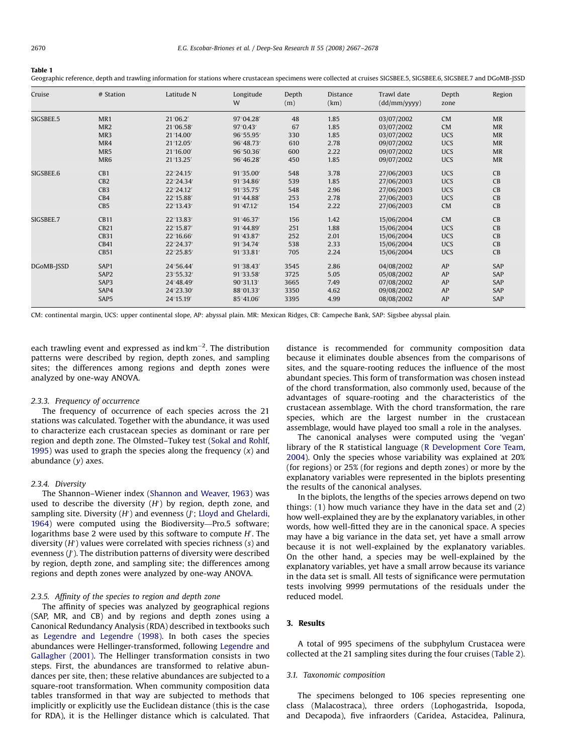**Table 1**
Geographic reference, depth and trawling information for stations where crustacean specimens were collected at cruises SIGSBEE.5, SIGSBEE.6, SIGSBEE.7 and DGoMB-JSSD

| Cruise | # Station | Latitude N | Longitude W | Depth (m) | Distance (km) | Trawl date (dd/mm/yyyy) | Depth zone | Region |
|---|---|---|---|---|---|---|---|---|
| SIGSBEE.5 | MR1 | 21°06.2′ | 97°04.28′ | 48 | 1.85 | 03/07/2002 | CM | MR |
| | MR2 | 21°06.58′ | 97°0.43′ | 67 | 1.85 | 03/07/2002 | CM | MR |
| | MR3 | 21°14.00′ | 96°55.95′ | 330 | 1.85 | 03/07/2002 | UCS | MR |
| | MR4 | 21°12.05′ | 96°48.73′ | 610 | 2.78 | 09/07/2002 | UCS | MR |
| | MR5 | 21°16.00′ | 96°50.36′ | 600 | 2.22 | 09/07/2002 | UCS | MR |
| | MR6 | 21°13.25′ | 96°46.28′ | 450 | 1.85 | 09/07/2002 | UCS | MR |
| SIGSBEE.6 | CB1 | 22°24.15′ | 91°35.00′ | 548 | 3.78 | 27/06/2003 | UCS | CB |
| | CB2 | 22°24.34′ | 91°34.86′ | 539 | 1.85 | 27/06/2003 | UCS | CB |
| | CB3 | 22°24.12′ | 91°35.75′ | 548 | 2.96 | 27/06/2003 | UCS | CB |
| | CB4 | 22°15.88′ | 91°44.88′ | 253 | 2.78 | 27/06/2003 | UCS | CB |
| | CB5 | 22°13.43′ | 91°47.12′ | 154 | 2.22 | 27/06/2003 | CM | CB |
| SIGSBEE.7 | CB11 | 22°13.83′ | 91°46.37′ | 156 | 1.42 | 15/06/2004 | CM | CB |
| | CB21 | 22°15.87′ | 91°44.89′ | 251 | 1.88 | 15/06/2004 | UCS | CB |
| | CB31 | 22°16.66′ | 91°43.87′ | 252 | 2.01 | 15/06/2004 | UCS | CB |
| | CB41 | 22°24.37′ | 91°34.74′ | 538 | 2.33 | 15/06/2004 | UCS | CB |
| | CB51 | 22°25.85′ | 91°33.81′ | 705 | 2.24 | 15/06/2004 | UCS | CB |
| DGoMB-JSSD | SAP1 | 24°56.44′ | 91°38.43′ | 3545 | 2.86 | 04/08/2002 | AP | SAP |
| | SAP2 | 23°55.32′ | 91°33.58′ | 3725 | 5.05 | 05/08/2002 | AP | SAP |
| | SAP3 | 24°48.49′ | 90°31.13′ | 3665 | 7.49 | 07/08/2002 | AP | SAP |
| | SAP4 | 24°23.30′ | 88°01.33′ | 3350 | 4.62 | 09/08/2002 | AP | SAP |
| | SAP5 | 24°15.19′ | 85°41.06′ | 3395 | 4.99 | 08/08/2002 | AP | SAP |

CM: continental margin, UCS: upper continental slope, AP: abyssal plain. MR: Mexican Ridges, CB: Campeche Bank, SAP: Sigsbee abyssal plain.

each trawling event and expressed as ind $km^{-2}$. The distribution patterns were described by region, depth zones, and sampling sites; the differences among regions and depth zones were analyzed by one-way ANOVA.

### 2.3.3. Frequency of occurrence

The frequency of occurrence of each species across the 21 stations was calculated. Together with the abundance, it was used to characterize each crustacean species as dominant or rare per region and depth zone. The Olmsted–Tukey test (Sokal and Rohlf, 1995) was used to graph the species along the frequency ($x$) and abundance ($y$) axes.

### 2.3.4. Diversity

The Shannon–Wiener index (Shannon and Weaver, 1963) was used to describe the diversity ($H'$) by region, depth zone, and sampling site. Diversity ($H'$) and evenness ($J'$; Lloyd and Ghelardi, 1964) were computed using the Biodiversity—Pro.5 software; logarithms base 2 were used by this software to compute $H'$. The diversity ($H'$) values were correlated with species richness ($s$) and evenness ($J'$). The distribution patterns of diversity were described by region, depth zone, and sampling site; the differences among regions and depth zones were analyzed by one-way ANOVA.

### 2.3.5. Affinity of the species to region and depth zone

The affinity of species was analyzed by geographical regions (SAP, MR, and CB) and by regions and depth zones using a Canonical Redundancy Analysis (RDA) described in textbooks such as Legendre and Legendre (1998). In both cases the species abundances were Hellinger-transformed, following Legendre and Gallagher (2001). The Hellinger transformation consists in two steps. First, the abundances are transformed to relative abundances per site, then; these relative abundances are subjected to a square-root transformation. When community composition data tables transformed in that way are subjected to methods that implicitly or explicitly use the Euclidean distance (this is the case for RDA), it is the Hellinger distance which is calculated. That distance is recommended for community composition data because it eliminates double absences from the comparisons of sites, and the square-rooting reduces the influence of the most abundant species. This form of transformation was chosen instead of the chord transformation, also commonly used, because of the advantages of square-rooting and the characteristics of the crustacean assemblage. With the chord transformation, the rare species, which are the largest number in the crustacean assemblage, would have played too small a role in the analyses.

The canonical analyses were computed using the 'vegan' library of the R statistical language (R Development Core Team, 2004). Only the species whose variability was explained at 20% (for regions) or 25% (for regions and depth zones) or more by the explanatory variables were represented in the biplots presenting the results of the canonical analyses.

In the biplots, the lengths of the species arrows depend on two things: (1) how much variance they have in the data set and (2) how well-explained they are by the explanatory variables, in other words, how well-fitted they are in the canonical space. A species may have a big variance in the data set, yet have a small arrow because it is not well-explained by the explanatory variables. On the other hand, a species may be well-explained by the explanatory variables, yet have a small arrow because its variance in the data set is small. All tests of significance were permutation tests involving 9999 permutations of the residuals under the reduced model.

## 3. Results

A total of 995 specimens of the subphylum Crustacea were collected at the 21 sampling sites during the four cruises (Table 2).

### 3.1. Taxonomic composition

The specimens belonged to 106 species representing one class (Malacostraca), three orders (Lophogastrida, Isopoda, and Decapoda), five infraorders (Caridea, Astacidea, Palinura,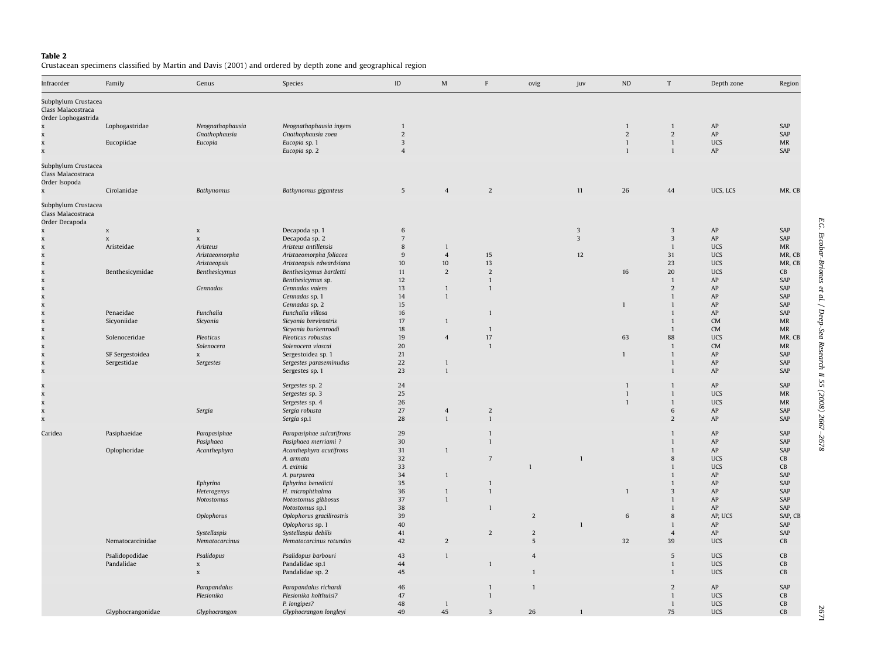**Table 2**
Crustacean specimens classified by Martin and Davis (2001) and ordered by depth zone and geographical region

| Infraorder | Family | Genus | Species | ID | M | F | ovig | juv | ND | T | Depth zone | Region |
|---|---|---|---|---|---|---|---|---|---|---|---|---|
| Subphylum Crustacea Class Malacostraca Order Lophogastrida | | | | | | | | | | | | |
| x | Lophogastridae | *Neognathophausia* | *Neognathophausia ingens* | 1 | | | | | 1 | 1 | AP | SAP |
| x | | *Gnathophausia* | *Gnathophausia zoea* | 2 | | | | | 2 | 2 | AP | SAP |
| x | Eucopiidae | *Eucopia* | *Eucopia* sp. 1 | 3 | | | | | 1 | 1 | UCS | MR |
| x | | | *Eucopia* sp. 2 | 4 | | | | | 1 | 1 | AP | SAP |
| Subphylum Crustacea Class Malacostraca Order Isopoda | | | | | | | | | | | | |
| x | Cirolanidae | *Bathynomus* | *Bathynomus giganteus* | 5 | 4 | 2 | | 11 | 26 | 44 | UCS, LCS | MR, CB |
| Subphylum Crustacea Class Malacostraca Order Decapoda | | | | | | | | | | | | |
| x | x | x | Decapoda sp. 1 | 6 | | | | 3 | | 3 | AP | SAP |
| x | x | x | Decapoda sp. 2 | 7 | | | | 3 | | 3 | AP | SAP |
| x | Aristeidae | *Aristeus* | *Aristeus antillensis* | 8 | 1 | | | | | 1 | UCS | MR |
| x | | *Aristaeomorpha* | *Aristaeomorpha foliacea* | 9 | 4 | 15 | | 12 | | 31 | UCS | MR, CB |
| x | | *Aristaeopsis* | *Aristaeopsis edwardsiana* | 10 | 10 | 13 | | | | 23 | UCS | MR, CB |
| x | Benthesicymidae | *Benthesicymus* | *Benthesicymus bartletti* | 11 | 2 | 2 | | | 16 | 20 | UCS | CB |
| x | | | *Benthesicymus* sp. | 12 | | 1 | | | | 1 | AP | SAP |
| x | | *Gennadas* | *Gennadas valens* | 13 | 1 | 1 | | | | 2 | AP | SAP |
| x | | | *Gennadas* sp. 1 | 14 | 1 | | | | | 1 | AP | SAP |
| x | | | *Gennadas* sp. 2 | 15 | | | | | 1 | 1 | AP | SAP |
| x | Penaeidae | *Funchalia* | *Funchalia villosa* | 16 | | 1 | | | | 1 | AP | SAP |
| x | Sicyoniidae | *Sicyonia* | *Sicyonia brevirostris* | 17 | 1 | | | | | 1 | CM | MR |
| x | | | *Sicyonia burkenroadi* | 18 | | 1 | | | | 1 | CM | MR |
| x | Solenoceridae | *Pleoticus* | *Pleoticus robustus* | 19 | 4 | 17 | | | 63 | 88 | UCS | MR, CB |
| x | | *Solenocera* | *Solenocera vioscai* | 20 | | 1 | | | | 1 | CM | MR |
| x | SF Sergestoidea | x | Sergestoidea sp. 1 | 21 | | | | | 1 | 1 | AP | SAP |
| x | Sergestidae | *Sergestes* | *Sergestes paraseminudus* | 22 | 1 | | | | | 1 | AP | SAP |
| x | | | *Sergestes* sp. 1 | 23 | 1 | | | | | 1 | AP | SAP |
| x | | | *Sergestes* sp. 2 | 24 | | | | | 1 | 1 | AP | SAP |
| x | | | *Sergestes* sp. 3 | 25 | | | | | 1 | 1 | UCS | MR |
| x | | | *Sergestes* sp. 4 | 26 | | | | | 1 | 1 | UCS | MR |
| x | | *Sergia* | *Sergia robusta* | 27 | 4 | 2 | | | | 6 | AP | SAP |
| x | | | *Sergia* sp.1 | 28 | 1 | 1 | | | | 2 | AP | SAP |
| Caridea | Pasiphaeidae | *Parapasiphae* | *Parapasiphae sulcatifrons* | 29 | | 1 | | | | 1 | AP | SAP |
| | | *Pasiphaea* | *Pasiphaea merriami ?* | 30 | | 1 | | | | 1 | AP | SAP |
| | Oplophoridae | *Acanthephyra* | *Acanthephyra acutifrons* | 31 | 1 | | | | | 1 | AP | SAP |
| | | | *A. armata* | 32 | | 7 | | 1 | | 8 | UCS | CB |
| | | | *A. eximia* | 33 | | | 1 | | | 1 | UCS | CB |
| | | | *A. purpurea* | 34 | 1 | | | | | 1 | AP | SAP |
| | | *Ephyrina* | *Ephyrina benedicti* | 35 | | 1 | | | | 1 | AP | SAP |
| | | *Heterogenys* | *H. microphthalma* | 36 | 1 | 1 | | | 1 | 3 | AP | SAP |
| | | *Notostomus* | *Notostomus gibbosus* | 37 | 1 | | | | | 1 | AP | SAP |
| | | | *Notostomus* sp.1 | 38 | | 1 | | | | 1 | AP | SAP |
| | | *Oplophorus* | *Oplophorus gracilirostris* | 39 | | | 2 | | 6 | 8 | AP, UCS | SAP, CB |
| | | | *Oplophorus* sp. 1 | 40 | | | | 1 | | 1 | AP | SAP |
| | | *Systellaspis* | *Systellaspis debilis* | 41 | | 2 | 2 | | | 4 | AP | SAP |
| | Nematocarcinidae | *Nematocarcinus* | *Nematocarcinus rotundus* | 42 | 2 | | 5 | | 32 | 39 | UCS | CB |
| | Psalidopodidae | *Psalidopus* | *Psalidopus barbouri* | 43 | 1 | | 4 | | | 5 | UCS | CB |
| | Pandalidae | x | Pandalidae sp.1 | 44 | | 1 | | | | 1 | UCS | CB |
| | | x | Pandalidae sp. 2 | 45 | | | 1 | | | 1 | UCS | CB |
| | | *Parapandalus* | *Parapandalus richardi* | 46 | | 1 | 1 | | | 2 | AP | SAP |
| | | *Plesionika* | *Plesionika holthuisi?* | 47 | | 1 | | | | 1 | UCS | CB |
| | | | *P. longipes?* | 48 | 1 | | | | | 1 | UCS | CB |
| | Glyphocrangonidae | *Glyphocrangon* | *Glyphocrangon longleyi* | 49 | 45 | 3 | 26 | 1 | | 75 | UCS | CB |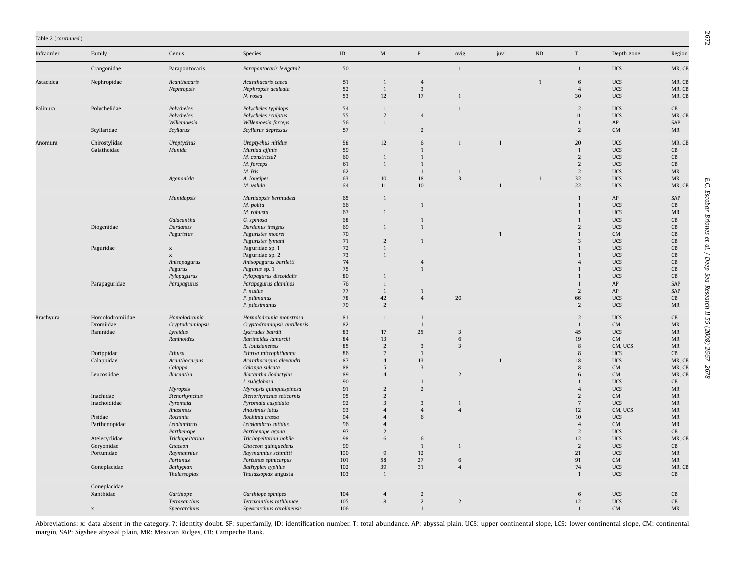Table 2 (*continued*)

| Infraorder | Family | Genus | Species | ID | M | F | ovig | juv | ND | T | Depth zone | Region |
|---|---|---|---|---|---|---|---|---|---|---|---|---|
| | Crangonidae | Parapontocaris | *Parapontocaris levigata?* | 50 | | | 1 | | | 1 | UCS | MR, CB |
| Astacidea | Nephropidae | *Acanthacaris* | *Acanthacaris caeca* | 51 | 1 | 4 | | | 1 | 6 | UCS | MR, CB |
| | | *Nephropsis* | *Nephropsis aculeata* | 52 | 1 | 3 | | | | 4 | UCS | MR, CB |
| | | | *N. rosea* | 53 | 12 | 17 | 1 | | | 30 | UCS | MR, CB |
| Palinura | Polychelidae | *Polycheles* | *Polycheles typhlops* | 54 | 1 | | 1 | | | 2 | UCS | CB |
| | | *Polycheles* | *Polycheles sculptus* | 55 | 7 | 4 | | | | 11 | UCS | MR, CB |
| | | *Willemoesia* | *Willemoesia forceps* | 56 | 1 | | | | | 1 | AP | SAP |
| | Scyllaridae | *Scyllarus* | *Scyllarus depressus* | 57 | | 2 | | | | 2 | CM | MR |
| Anomura | Chirostylidae | *Uroptychus* | *Uroptychus nitidus* | 58 | 12 | 6 | 1 | 1 | | 20 | UCS | MR, CB |
| | Galatheidae | *Munida* | *Munida affinis* | 59 | | 1 | | | | 1 | UCS | CB |
| | | | *M. constricta?* | 60 | 1 | 1 | | | | 2 | UCS | CB |
| | | | *M. forceps* | 61 | 1 | 1 | | | | 2 | UCS | CB |
| | | | *M. iris* | 62 | | 1 | 1 | | | 2 | UCS | MR |
| | | *Agononida* | *A. longipes* | 63 | 10 | 18 | 3 | | 1 | 32 | UCS | MR |
| | | | *M. valida* | 64 | 11 | 10 | | 1 | | 22 | UCS | MR, CB |
| | | *Munidopsis* | *Munidopsis bermudezi* | 65 | 1 | | | | | 1 | AP | SAP |
| | | | *M. polita* | 66 | | 1 | | | | 1 | UCS | CB |
| | | | *M. robusta* | 67 | 1 | | | | | 1 | UCS | MR |
| | | *Galacantha* | *G. spinosa* | 68 | | 1 | | | | 1 | UCS | CB |
| | Diogenidae | *Dardanus* | *Dardanus insignis* | 69 | 1 | 1 | | | | 2 | UCS | CB |
| | | *Paguristes* | *Paguristes moorei* | 70 | | | | 1 | | 1 | CM | CB |
| | | | *Paguristes lymani* | 71 | 2 | 1 | | | | 3 | UCS | CB |
| | Paguridae | x | Paguridae sp. 1 | 72 | 1 | | | | | 1 | UCS | CB |
| | | x | Paguridae sp. 2 | 73 | 1 | | | | | 1 | UCS | CB |
| | | *Anisopagurus* | *Anisopagurus bartletti* | 74 | | 4 | | | | 4 | UCS | CB |
| | | *Pagurus* | *Pagurus* sp. 1 | 75 | | 1 | | | | 1 | UCS | CB |
| | | *Pylopagurus* | *Pylopagurus discoidalis* | 80 | 1 | | | | | 1 | UCS | CB |
| | Parapaguridae | *Parapagurus* | *Parapagurus alaminos* | 76 | 1 | | | | | 1 | AP | SAP |
| | | | *P. nudus* | 77 | 1 | 1 | | | | 2 | AP | SAP |
| | | | *P. pilimanus* | 78 | 42 | 4 | 20 | | | 66 | UCS | CB |
| | | | *P. pilosimanus* | 79 | 2 | | | | | 2 | UCS | MR |
| Brachyura | Homolodromiidae | *Homolodromia* | *Homolodromia monstrosa* | 81 | 1 | 1 | | | | 2 | UCS | CB |
| | Dromiidae | *Cryptodromiopsis* | *Cryptodromiopsis antillensis* | 82 | | 1 | | | | 1 | CM | MR |
| | Raninidae | *Lyreidus* | *Lysirudes bairdii* | 83 | 17 | 25 | 3 | | | 45 | UCS | MR |
| | | *Raninoides* | *Raninoides lamarcki* | 84 | 13 | | 6 | | | 19 | CM | MR |
| | | | *R. louisianensis* | 85 | 2 | 3 | 3 | | | 8 | CM, UCS | MR |
| | Dorippidae | *Ethusa* | *Ethusa microphthalma* | 86 | 7 | 1 | | | | 8 | UCS | CB |
| | Calappidae | *Acanthocarpus* | *Acanthocarpus alexandri* | 87 | 4 | 13 | | 1 | | 18 | UCS | MR, CB |
| | | *Calappa* | *Calappa sulcata* | 88 | 5 | 3 | | | | 8 | CM | MR, CB |
| | Leucosiidae | *Iliacantha* | *Iliacantha liodactylus* | 89 | 4 | | 2 | | | 6 | CM | MR, CB |
| | | | *I. subglobosa* | 90 | | 1 | | | | 1 | UCS | CB |
| | | *Myropsis* | *Myropsis quinquespinosa* | 91 | 2 | 2 | | | | 4 | UCS | MR |
| | Inachidae | *Stenorhynchus* | *Stenorhynchus seticornis* | 95 | 2 | | | | | 2 | CM | MR |
| | Inachoididae | *Pyromaia* | *Pyromaia cuspidata* | 92 | 3 | 3 | 1 | | | 7 | UCS | MR |
| | | *Anasimus* | *Anasimus latus* | 93 | 4 | 4 | 4 | | | 12 | CM, UCS | MR |
| | Pisidae | *Rochinia* | *Rochinia crassa* | 94 | 4 | 6 | | | | 10 | UCS | MR |
| | Parthenopidae | *Leiolambrus* | *Leiolambrus nitidus* | 96 | 4 | | | | | 4 | CM | MR |
| | | *Parthenope* | *Parthenope agona* | 97 | 2 | | | | | 2 | UCS | CB |
| | Atelecyclidae | *Trichopeltarion* | *Trichopeltarion nobile* | 98 | 6 | 6 | | | | 12 | UCS | MR, CB |
| | Geryonidae | *Chaceon* | *Chaceon quinquedens* | 99 | | 1 | 1 | | | 2 | UCS | CB |
| | Portunidae | *Raymannius* | *Raymannius schmitti* | 100 | 9 | 12 | | | | 21 | UCS | MR |
| | | *Portunus* | *Portunus spinicarpus* | 101 | 58 | 27 | 6 | | | 91 | CM | MR |
| | Goneplacidae | *Bathyplax* | *Bathyplax typhlus* | 102 | 39 | 31 | 4 | | | 74 | UCS | MR, CB |
| | | *Thalassoplax* | *Thalassoplax* angusta | 103 | 1 | | | | | 1 | UCS | CB |
| | Goneplacidae | | | | | | | | | | | |
| | Xanthidae | *Garthiope* | *Garthiope spinipes* | 104 | 4 | 2 | | | | 6 | UCS | CB |
| | | *Tetraxanthus* | *Tetraxanthus rathbunae* | 105 | 8 | 2 | 2 | | | 12 | UCS | CB |
| | x | *Speocarcinus* | *Speocarcinus carolinensis* | 106 | | 1 | | | | 1 | CM | MR |

Abbreviations: x: data absent in the category, ?: identity doubt. SF: superfamily, ID: identification number, T: total abundance. AP: abyssal plain, UCS: upper continental slope, LCS: lower continental slope, CM: continental margin, SAP: Sigsbee abyssal plain, MR: Mexican Ridges, CB: Campeche Bank.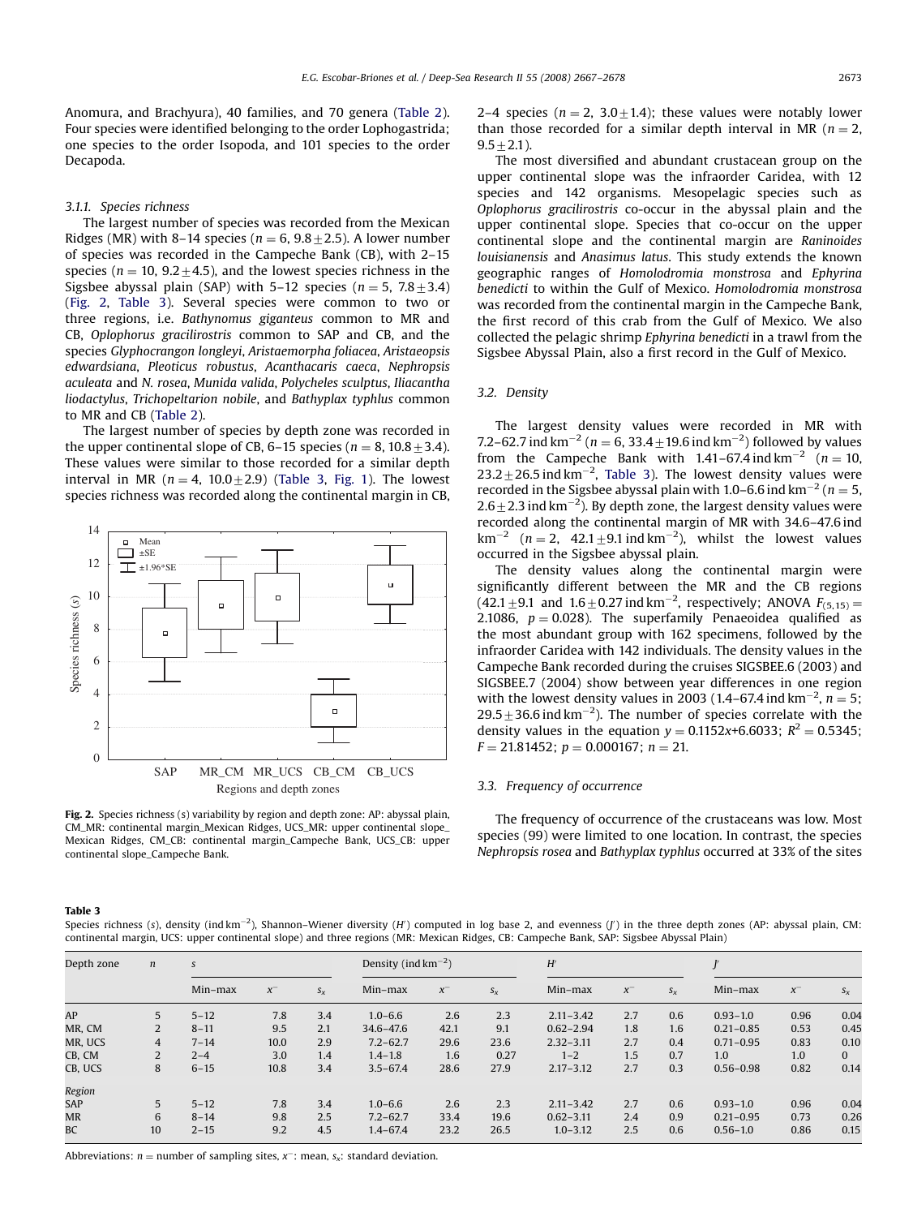Anomura, and Brachyura), 40 families, and 70 genera (Table 2). Four species were identified belonging to the order Lophogastrida; one species to the order Isopoda, and 101 species to the order Decapoda.

#### 3.1.1. Species richness

The largest number of species was recorded from the Mexican Ridges (MR) with 8–14 species ($n = 6$, $9.8 \pm 2.5$). A lower number of species was recorded in the Campeche Bank (CB), with 2–15 species ($n = 10$, $9.2 \pm 4.5$), and the lowest species richness in the Sigsbee abyssal plain (SAP) with 5–12 species ($n = 5$, $7.8 \pm 3.4$) (Fig. 2, Table 3). Several species were common to two or three regions, i.e. *Bathynomus giganteus* common to MR and CB, *Oplophorus gracilirostris* common to SAP and CB, and the species *Glyphocrangon longleyi*, *Aristaemorpha foliacea*, *Aristaeopsis edwardsiana*, *Pleoticus robustus*, *Acanthacaris caeca*, *Nephropsis aculeata* and *N. rosea*, *Munida valida*, *Polycheles sculptus*, *Iliacantha liodactylus*, *Trichopeltarion nobile*, and *Bathyplax typhlus* common to MR and CB (Table 2).

The largest number of species by depth zone was recorded in the upper continental slope of CB, 6–15 species ($n = 8$, $10.8 \pm 3.4$). These values were similar to those recorded for a similar depth interval in MR ($n = 4$, $10.0 \pm 2.9$) (Table 3, Fig. 1). The lowest species richness was recorded along the continental margin in CB, 2–4 species ($n = 2$, $3.0 \pm 1.4$); these values were notably lower than those recorded for a similar depth interval in MR ($n = 2$, $9.5 \pm 2.1$).

The most diversified and abundant crustacean group on the upper continental slope was the infraorder Caridea, with 12 species and 142 organisms. Mesopelagic species such as *Oplophorus gracilirostris* co-occur in the abyssal plain and the upper continental slope. Species that co-occur on the upper continental slope and the continental margin are *Raninoides louisianensis* and *Anasimus latus*. This study extends the known geographic ranges of *Homolodromia monstrosa* and *Ephyrina benedicti* to within the Gulf of Mexico. *Homolodromia monstrosa* was recorded from the continental margin in the Campeche Bank, the first record of this crab from the Gulf of Mexico. We also collected the pelagic shrimp *Ephyrina benedicti* in a trawl from the Sigsbee Abyssal Plain, also a first record in the Gulf of Mexico.

**Fig. 2.** Species richness (s) variability by region and depth zone: AP: abyssal plain, CM_MR: continental margin_Mexican Ridges, UCS_MR: upper continental slope_ Mexican Ridges, CM_CB: continental margin_Campeche Bank, UCS_CB: upper continental slope_Campeche Bank.

### 3.2. Density

The largest density values were recorded in MR with 7.2–62.7 ind km$^{-2}$ ($n = 6$, $33.4 \pm 19.6$ ind km$^{-2}$) followed by values from the Campeche Bank with 1.41–67.4 ind km$^{-2}$ ($n = 10$, $23.2 \pm 26.5$ ind km$^{-2}$, Table 3). The lowest density values were recorded in the Sigsbee abyssal plain with 1.0–6.6 ind km$^{-2}$ ($n = 5$, $2.6 \pm 2.3$ ind km$^{-2}$). By depth zone, the largest density values were recorded along the continental margin of MR with 34.6–47.6 ind km$^{-2}$ ($n = 2$, $42.1 \pm 9.1$ ind km$^{-2}$), whilst the lowest values occurred in the Sigsbee abyssal plain.

The density values along the continental margin were significantly different between the MR and the CB regions ($42.1 \pm 9.1$ and $1.6 \pm 0.27$ ind km$^{-2}$, respectively; ANOVA $F_{(5,15)} = 2.1086$, $p = 0.028$). The superfamily Penaeoidea qualified as the most abundant group with 162 specimens, followed by the infraorder Caridea with 142 individuals. The density values in the Campeche Bank recorded during the cruises SIGSBEE.6 (2003) and SIGSBEE.7 (2004) show between year differences in one region with the lowest density values in 2003 (1.4–67.4 ind km$^{-2}$, $n = 5$; $29.5 \pm 36.6$ ind km$^{-2}$). The number of species correlate with the density values in the equation $y = 0.1152x + 6.6033$; $R^2 = 0.5345$; $F = 21.81452$; $p = 0.000167$; $n = 21$.

### 3.3. Frequency of occurrence

The frequency of occurrence of the crustaceans was low. Most species (99) were limited to one location. In contrast, the species *Nephropsis rosea* and *Bathyplax typhlus* occurred at 33% of the sites

**Table 3**
Species richness (s), density (ind km$^{-2}$), Shannon–Wiener diversity ($H'$) computed in log base 2, and evenness ($J'$) in the three depth zones (AP: abyssal plain, CM: continental margin, UCS: upper continental slope) and three regions (MR: Mexican Ridges, CB: Campeche Bank, SAP: Sigsbee Abyssal Plain)

| Depth zone | n | s | | | Density (ind km$^{-2}$) | | | $H'$ | | | $J'$ | | |
|---|---|---|---|---|---|---|---|---|---|---|---|---|---|
| | | Min–max | $x^-$ | $s_x$ | Min–max | $x^-$ | $s_x$ | Min–max | $x^-$ | $s_x$ | Min–max | $x^-$ | $s_x$ |
| AP | 5 | 5–12 | 7.8 | 3.4 | 1.0–6.6 | 2.6 | 2.3 | 2.11–3.42 | 2.7 | 0.6 | 0.93–1.0 | 0.96 | 0.04 |
| MR, CM | 2 | 8–11 | 9.5 | 2.1 | 34.6–47.6 | 42.1 | 9.1 | 0.62–2.94 | 1.8 | 1.6 | 0.21–0.85 | 0.53 | 0.45 |
| MR, UCS | 4 | 7–14 | 10.0 | 2.9 | 7.2–62.7 | 29.6 | 23.6 | 2.32–3.11 | 2.7 | 0.4 | 0.71–0.95 | 0.83 | 0.10 |
| CB, CM | 2 | 2–4 | 3.0 | 1.4 | 1.4–1.8 | 1.6 | 0.27 | 1–2 | 1.5 | 0.7 | 1.0 | 1.0 | 0 |
| CB, UCS | 8 | 6–15 | 10.8 | 3.4 | 3.5–67.4 | 28.6 | 27.9 | 2.17–3.12 | 2.7 | 0.3 | 0.56–0.98 | 0.82 | 0.14 |
| *Region* | | | | | | | | | | | | | |
| SAP | 5 | 5–12 | 7.8 | 3.4 | 1.0–6.6 | 2.6 | 2.3 | 2.11–3.42 | 2.7 | 0.6 | 0.93–1.0 | 0.96 | 0.04 |
| MR | 6 | 8–14 | 9.8 | 2.5 | 7.2–62.7 | 33.4 | 19.6 | 0.62–3.11 | 2.4 | 0.9 | 0.21–0.95 | 0.73 | 0.26 |
| BC | 10 | 2–15 | 9.2 | 4.5 | 1.4–67.4 | 23.2 | 26.5 | 1.0–3.12 | 2.5 | 0.6 | 0.56–1.0 | 0.86 | 0.15 |

Abbreviations: $n$ = number of sampling sites, $x^-$: mean, $s_x$: standard deviation.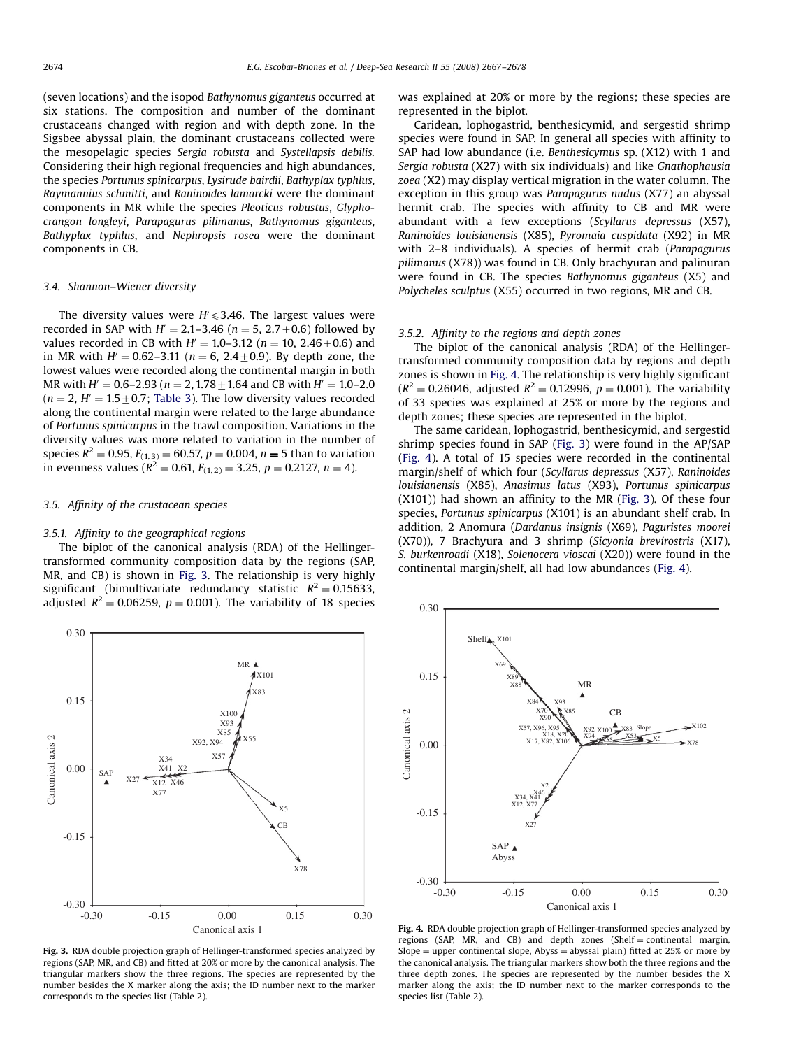(seven locations) and the isopod *Bathynomus giganteus* occurred at six stations. The composition and number of the dominant crustaceans changed with region and with depth zone. In the Sigsbee abyssal plain, the dominant crustaceans collected were the mesopelagic species *Sergia robusta* and *Systellapsis debilis*. Considering their high regional frequencies and high abundances, the species *Portunus spinicarpus*, *Lysirude bairdii*, *Bathyplax typhlus*, *Raymannius schmitti*, and *Raninoides lamarcki* were the dominant components in MR while the species *Pleoticus robustus*, *Glyphocrangon longleyi*, *Parapagurus pilimanus*, *Bathynomus giganteus*, *Bathyplax typhlus*, and *Nephropsis rosea* were the dominant components in CB.

### 3.4. Shannon–Wiener diversity

The diversity values were $H' \leqslant 3.46$. The largest values were recorded in SAP with $H' = 2.1$–$3.46$ ($n = 5$, $2.7 \pm 0.6$) followed by values recorded in CB with $H' = 1.0$–$3.12$ ($n = 10$, $2.46 \pm 0.6$) and in MR with $H' = 0.62$–$3.11$ ($n = 6$, $2.4 \pm 0.9$). By depth zone, the lowest values were recorded along the continental margin in both MR with $H' = 0.6$–$2.93$ ($n = 2$, $1.78 \pm 1.64$ and CB with $H' = 1.0$–$2.0$ ($n = 2$, $H' = 1.5 \pm 0.7$; Table 3). The low diversity values recorded along the continental margin were related to the large abundance of *Portunus spinicarpus* in the trawl composition. Variations in the diversity values was more related to variation in the number of species $R^2 = 0.95$, $F_{(1,3)} = 60.57$, $p = 0.004$, $n = 5$ than to variation in evenness values ($R^2 = 0.61$, $F_{(1,2)} = 3.25$, $p = 0.2127$, $n = 4$).

### 3.5. Affinity of the crustacean species

#### 3.5.1. Affinity to the geographical regions

The biplot of the canonical analysis (RDA) of the Hellinger-transformed community composition data by the regions (SAP, MR, and CB) is shown in Fig. 3. The relationship is very highly significant (bimultivariate redundancy statistic $R^2 = 0.15633$, adjusted $R^2 = 0.06259$, $p = 0.001$). The variability of 18 species was explained at 20% or more by the regions; these species are represented in the biplot.

Caridean, lophogastrid, benthesicymid, and sergestid shrimp species were found in SAP. In general all species with affinity to SAP had low abundance (i.e. *Benthesicymus* sp. (X12) with 1 and *Sergia robusta* (X27) with six individuals) and like *Gnathophausia zoea* (X2) may display vertical migration in the water column. The exception in this group was *Parapagurus nudus* (X77) an abyssal hermit crab. The species with affinity to CB and MR were abundant with a few exceptions (*Scyllarus depressus* (X57), *Raninoides louisianensis* (X85), *Pyromaia cuspidata* (X92) in MR with 2–8 individuals). A species of hermit crab (*Parapagurus pilimanus* (X78)) was found in CB. Only brachyuran and palinuran were found in CB. The species *Bathynomus giganteus* (X5) and *Polycheles sculptus* (X55) occurred in two regions, MR and CB.

#### 3.5.2. Affinity to the regions and depth zones

The biplot of the canonical analysis (RDA) of the Hellinger-transformed community composition data by regions and depth zones is shown in Fig. 4. The relationship is very highly significant ($R^2 = 0.26046$, adjusted $R^2 = 0.12996$, $p = 0.001$). The variability of 33 species was explained at 25% or more by the regions and depth zones; these species are represented in the biplot.

The same caridean, lophogastrid, benthesicymid, and sergestid shrimp species found in SAP (Fig. 3) were found in the AP/SAP (Fig. 4). A total of 15 species were recorded in the continental margin/shelf of which four (*Scyllarus depressus* (X57), *Raninoides louisianensis* (X85), *Anasimus latus* (X93), *Portunus spinicarpus* (X101)) had shown an affinity to the MR (Fig. 3). Of these four species, *Portunus spinicarpus* (X101) is an abundant shelf crab. In addition, 2 Anomura (*Dardanus insignis* (X69), *Paguristes moorei* (X70)), 7 Brachyura and 3 shrimp (*Sicyonia brevirostris* (X17), *S. burkenroadi* (X18), *Solenocera vioscai* (X20)) were found in the continental margin/shelf, all had low abundances (Fig. 4).

**Fig. 3.** RDA double projection graph of Hellinger-transformed species analyzed by regions (SAP, MR, and CB) and fitted at 20% or more by the canonical analysis. The triangular markers show the three regions. The species are represented by the number besides the X marker along the axis; the ID number next to the marker corresponds to the species list (Table 2).

**Fig. 4.** RDA double projection graph of Hellinger-transformed species analyzed by regions (SAP, MR, and CB) and depth zones (Shelf = continental margin, Slope = upper continental slope, Abyss = abyssal plain) fitted at 25% or more by the canonical analysis. The triangular markers show both the three regions and the three depth zones. The species are represented by the number besides the X marker along the axis; the ID number next to the marker corresponds to the species list (Table 2).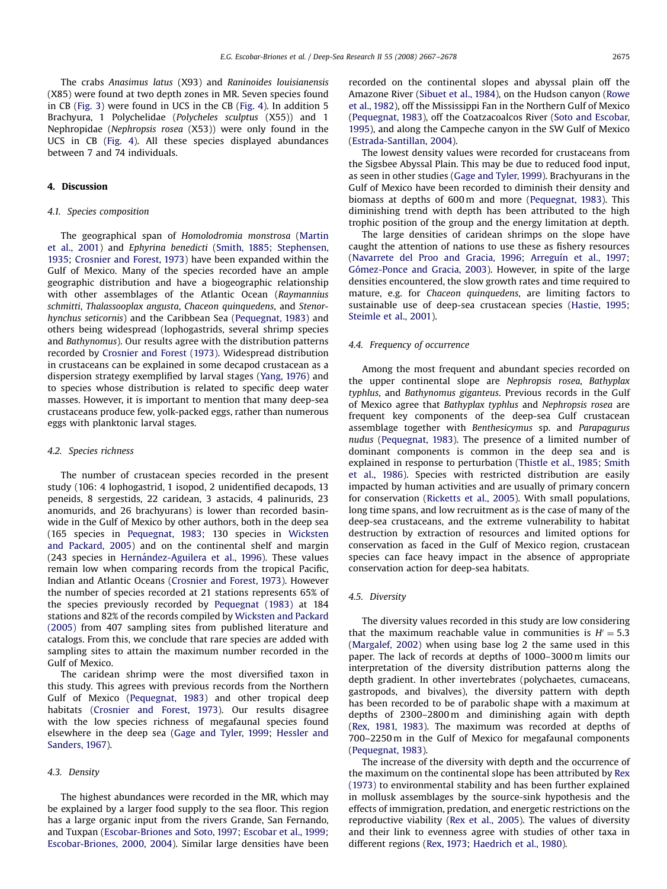The crabs *Anasimus latus* (X93) and *Raninoides louisianensis* (X85) were found at two depth zones in MR. Seven species found in CB (Fig. 3) were found in UCS in the CB (Fig. 4). In addition 5 Brachyura, 1 Polychelidae (*Polycheles sculptus* (X55)) and 1 Nephropidae (*Nephropsis rosea* (X53)) were only found in the UCS in CB (Fig. 4). All these species displayed abundances between 7 and 74 individuals.

## 4. Discussion

### 4.1. Species composition

The geographical span of *Homolodromia monstrosa* (Martin et al., 2001) and *Ephyrina benedicti* (Smith, 1885; Stephensen, 1935; Crosnier and Forest, 1973) have been expanded within the Gulf of Mexico. Many of the species recorded have an ample geographic distribution and have a biogeographic relationship with other assemblages of the Atlantic Ocean (*Raymannius schmitti*, *Thalassooplax angusta*, *Chaceon quinquedens*, and *Stenorhynchus seticornis*) and the Caribbean Sea (Pequegnat, 1983) and others being widespread (lophogastrids, several shrimp species and *Bathynomus*). Our results agree with the distribution patterns recorded by Crosnier and Forest (1973). Widespread distribution in crustaceans can be explained in some decapod crustacean as a dispersion strategy exemplified by larval stages (Yang, 1976) and to species whose distribution is related to specific deep water masses. However, it is important to mention that many deep-sea crustaceans produce few, yolk-packed eggs, rather than numerous eggs with planktonic larval stages.

### 4.2. Species richness

The number of crustacean species recorded in the present study (106: 4 lophogastrid, 1 isopod, 2 unidentified decapods, 13 peneids, 8 sergestids, 22 caridean, 3 astacids, 4 palinurids, 23 anomurids, and 26 brachyurans) is lower than recorded basin-wide in the Gulf of Mexico by other authors, both in the deep sea (165 species in Pequegnat, 1983; 130 species in Wicksten and Packard, 2005) and on the continental shelf and margin (243 species in Hernández-Aguilera et al., 1996). These values remain low when comparing records from the tropical Pacific, Indian and Atlantic Oceans (Crosnier and Forest, 1973). However the number of species recorded at 21 stations represents 65% of the species previously recorded by Pequegnat (1983) at 184 stations and 82% of the records compiled by Wicksten and Packard (2005) from 407 sampling sites from published literature and catalogs. From this, we conclude that rare species are added with sampling sites to attain the maximum number recorded in the Gulf of Mexico.

The caridean shrimp were the most diversified taxon in this study. This agrees with previous records from the Northern Gulf of Mexico (Pequegnat, 1983) and other tropical deep habitats (Crosnier and Forest, 1973). Our results disagree with the low species richness of megafaunal species found elsewhere in the deep sea (Gage and Tyler, 1999; Hessler and Sanders, 1967).

### 4.3. Density

The highest abundances were recorded in the MR, which may be explained by a larger food supply to the sea floor. This region has a large organic input from the rivers Grande, San Fernando, and Tuxpan (Escobar-Briones and Soto, 1997; Escobar et al., 1999; Escobar-Briones, 2000, 2004). Similar large densities have been recorded on the continental slopes and abyssal plain off the Amazone River (Sibuet et al., 1984), on the Hudson canyon (Rowe et al., 1982), off the Mississippi Fan in the Northern Gulf of Mexico (Pequegnat, 1983), off the Coatzacoalcos River (Soto and Escobar, 1995), and along the Campeche canyon in the SW Gulf of Mexico (Estrada-Santillan, 2004).

The lowest density values were recorded for crustaceans from the Sigsbee Abyssal Plain. This may be due to reduced food input, as seen in other studies (Gage and Tyler, 1999). Brachyurans in the Gulf of Mexico have been recorded to diminish their density and biomass at depths of 600 m and more (Pequegnat, 1983). This diminishing trend with depth has been attributed to the high trophic position of the group and the energy limitation at depth.

The large densities of caridean shrimps on the slope have caught the attention of nations to use these as fishery resources (Navarrete del Proo and Gracia, 1996; Arreguín et al., 1997; Gómez-Ponce and Gracia, 2003). However, in spite of the large densities encountered, the slow growth rates and time required to mature, e.g. for *Chaceon quinquedens*, are limiting factors to sustainable use of deep-sea crustacean species (Hastie, 1995; Steimle et al., 2001).

### 4.4. Frequency of occurrence

Among the most frequent and abundant species recorded on the upper continental slope are *Nephropsis rosea*, *Bathyplax typhlus*, and *Bathynomus giganteus*. Previous records in the Gulf of Mexico agree that *Bathyplax typhlus* and *Nephropsis rosea* are frequent key components of the deep-sea Gulf crustacean assemblage together with *Benthesicymus* sp. and *Parapagurus nudus* (Pequegnat, 1983). The presence of a limited number of dominant components is common in the deep sea and is explained in response to perturbation (Thistle et al., 1985; Smith et al., 1986). Species with restricted distribution are easily impacted by human activities and are usually of primary concern for conservation (Ricketts et al., 2005). With small populations, long time spans, and low recruitment as is the case of many of the deep-sea crustaceans, and the extreme vulnerability to habitat destruction by extraction of resources and limited options for conservation as faced in the Gulf of Mexico region, crustacean species can face heavy impact in the absence of appropriate conservation action for deep-sea habitats.

### 4.5. Diversity

The diversity values recorded in this study are low considering that the maximum reachable value in communities is $H' = 5.3$ (Margalef, 2002) when using base log 2 the same used in this paper. The lack of records at depths of 1000–3000 m limits our interpretation of the diversity distribution patterns along the depth gradient. In other invertebrates (polychaetes, cumaceans, gastropods, and bivalves), the diversity pattern with depth has been recorded to be of parabolic shape with a maximum at depths of 2300–2800 m and diminishing again with depth (Rex, 1981, 1983). The maximum was recorded at depths of 700–2250 m in the Gulf of Mexico for megafaunal components (Pequegnat, 1983).

The increase of the diversity with depth and the occurrence of the maximum on the continental slope has been attributed by Rex (1973) to environmental stability and has been further explained in mollusk assemblages by the source-sink hypothesis and the effects of immigration, predation, and energetic restrictions on the reproductive viability (Rex et al., 2005). The values of diversity and their link to evenness agree with studies of other taxa in different regions (Rex, 1973; Haedrich et al., 1980).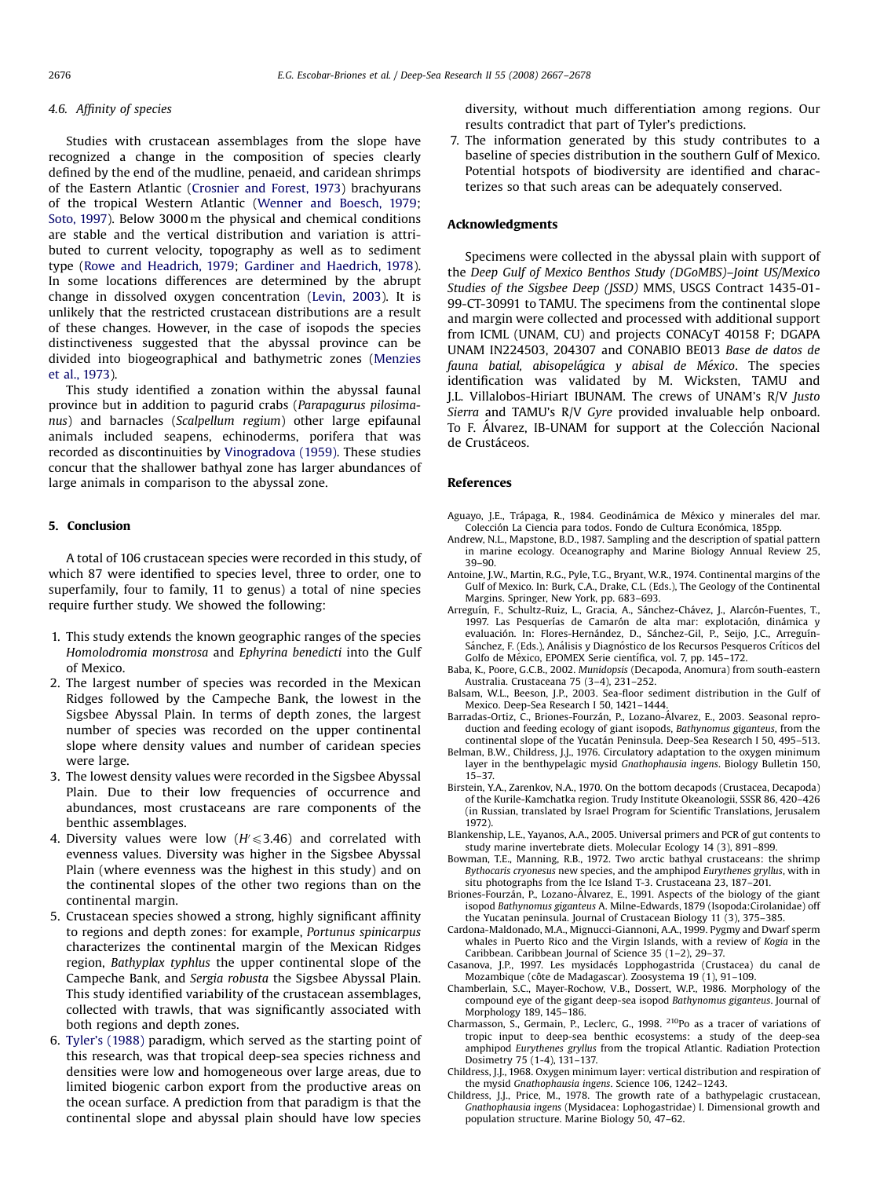### 4.6. Affinity of species

Studies with crustacean assemblages from the slope have recognized a change in the composition of species clearly defined by the end of the mudline, penaeid, and caridean shrimps of the Eastern Atlantic (Crosnier and Forest, 1973) brachyurans of the tropical Western Atlantic (Wenner and Boesch, 1979; Soto, 1997). Below 3000 m the physical and chemical conditions are stable and the vertical distribution and variation is attributed to current velocity, topography as well as to sediment type (Rowe and Headrich, 1979; Gardiner and Haedrich, 1978). In some locations differences are determined by the abrupt change in dissolved oxygen concentration (Levin, 2003). It is unlikely that the restricted crustacean distributions are a result of these changes. However, in the case of isopods the species distinctiveness suggested that the abyssal province can be divided into biogeographical and bathymetric zones (Menzies et al., 1973).

This study identified a zonation within the abyssal faunal province but in addition to pagurid crabs (*Parapagurus pilosimanus*) and barnacles (*Scalpellum regium*) other large epifaunal animals included seapens, echinoderms, porifera that was recorded as discontinuities by Vinogradova (1959). These studies concur that the shallower bathyal zone has larger abundances of large animals in comparison to the abyssal zone.

## 5. Conclusion

A total of 106 crustacean species were recorded in this study, of which 87 were identified to species level, three to order, one to superfamily, four to family, 11 to genus) a total of nine species require further study. We showed the following:

1. This study extends the known geographic ranges of the species *Homolodromia monstrosa* and *Ephyrina benedicti* into the Gulf of Mexico.
2. The largest number of species was recorded in the Mexican Ridges followed by the Campeche Bank, the lowest in the Sigsbee Abyssal Plain. In terms of depth zones, the largest number of species was recorded on the upper continental slope where density values and number of caridean species were large.
3. The lowest density values were recorded in the Sigsbee Abyssal Plain. Due to their low frequencies of occurrence and abundances, most crustaceans are rare components of the benthic assemblages.
4. Diversity values were low ($H' \leqslant 3.46$) and correlated with evenness values. Diversity was higher in the Sigsbee Abyssal Plain (where evenness was the highest in this study) and on the continental slopes of the other two regions than on the continental margin.
5. Crustacean species showed a strong, highly significant affinity to regions and depth zones: for example, *Portunus spinicarpus* characterizes the continental margin of the Mexican Ridges region, *Bathyplax typhlus* the upper continental slope of the Campeche Bank, and *Sergia robusta* the Sigsbee Abyssal Plain. This study identified variability of the crustacean assemblages, collected with trawls, that was significantly associated with both regions and depth zones.
6. Tyler's (1988) paradigm, which served as the starting point of this research, was that tropical deep-sea species richness and densities were low and homogeneous over large areas, due to limited biogenic carbon export from the productive areas on the ocean surface. A prediction from that paradigm is that the continental slope and abyssal plain should have low species diversity, without much differentiation among regions. Our results contradict that part of Tyler's predictions.
7. The information generated by this study contributes to a baseline of species distribution in the southern Gulf of Mexico. Potential hotspots of biodiversity are identified and characterizes so that such areas can be adequately conserved.

## Acknowledgments

Specimens were collected in the abyssal plain with support of the *Deep Gulf of Mexico Benthos Study (DGoMBS)–Joint US/Mexico Studies of the Sigsbee Deep (JSSD)* MMS, USGS Contract 1435-01-99-CT-30991 to TAMU. The specimens from the continental slope and margin were collected and processed with additional support from ICML (UNAM, CU) and projects CONACyT 40158 F; DGAPA UNAM IN224503, 204307 and CONABIO BE013 *Base de datos de fauna batial, abisopelágica y abisal de México*. The species identification was validated by M. Wicksten, TAMU and J.L. Villalobos-Hiriart IBUNAM. The crews of UNAM's R/V *Justo Sierra* and TAMU's R/V *Gyre* provided invaluable help onboard. To F. Álvarez, IB-UNAM for support at the Colección Nacional de Crustáceos.

## References

Aguayo, J.E., Trápaga, R., 1984. Geodinámica de México y minerales del mar. Colección La Ciencia para todos. Fondo de Cultura Económica, 185pp.

Andrew, N.L., Mapstone, B.D., 1987. Sampling and the description of spatial pattern in marine ecology. Oceanography and Marine Biology Annual Review 25, 39–90.

Antoine, J.W., Martin, R.G., Pyle, T.G., Bryant, W.R., 1974. Continental margins of the Gulf of Mexico. In: Burk, C.A., Drake, C.L. (Eds.), The Geology of the Continental Margins. Springer, New York, pp. 683–693.

Arreguín, F., Schultz-Ruiz, L., Gracia, A., Sánchez-Chávez, J., Alarcón-Fuentes, T., 1997. Las Pesquerías de Camarón de alta mar: explotación, dinámica y evaluación. In: Flores-Hernández, D., Sánchez-Gil, P., Seijo, J.C., Arreguín-Sánchez, F. (Eds.), Análisis y Diagnóstico de los Recursos Pesqueros Críticos del Golfo de México, EPOMEX Serie científica, vol. 7, pp. 145–172.

Baba, K., Poore, G.C.B., 2002. *Munidopsis* (Decapoda, Anomura) from south-eastern Australia. Crustaceana 75 (3–4), 231–252.

Balsam, W.L., Beeson, J.P., 2003. Sea-floor sediment distribution in the Gulf of Mexico. Deep-Sea Research I 50, 1421–1444.

Barradas-Ortiz, C., Briones-Fourzán, P., Lozano-Álvarez, E., 2003. Seasonal reproduction and feeding ecology of giant isopods, *Bathynomus giganteus*, from the continental slope of the Yucatán Peninsula. Deep-Sea Research I 50, 495–513.

Belman, B.W., Childress, J.J., 1976. Circulatory adaptation to the oxygen minimum layer in the benthypelagic mysid *Gnathophausia ingens*. Biology Bulletin 150, 15–37.

Birstein, Y.A., Zarenkov, N.A., 1970. On the bottom decapods (Crustacea, Decapoda) of the Kurile-Kamchatka region. Trudy Institute Okeanologii, SSSR 86, 420–426 (in Russian, translated by Israel Program for Scientific Translations, Jerusalem 1972).

Blankenship, L.E., Yayanos, A.A., 2005. Universal primers and PCR of gut contents to study marine invertebrate diets. Molecular Ecology 14 (3), 891–899.

Bowman, T.E., Manning, R.B., 1972. Two arctic bathyal crustaceans: the shrimp *Bythocaris cryonesus* new species, and the amphipod *Eurythenes gryllus*, with in situ photographs from the Ice Island T-3. Crustaceana 23, 187–201.

Briones-Fourzán, P., Lozano-Álvarez, E., 1991. Aspects of the biology of the giant isopod *Bathynomus giganteus* A. Milne-Edwards, 1879 (Isopoda:Cirolanidae) off the Yucatan peninsula. Journal of Crustacean Biology 11 (3), 375–385.

Cardona-Maldonado, M.A., Mignucci-Giannoni, A.A., 1999. Pygmy and Dwarf sperm whales in Puerto Rico and the Virgin Islands, with a review of *Kogia* in the Caribbean. Caribbean Journal of Science 35 (1–2), 29–37.

Casanova, J.P., 1997. Les mysidacés Loppхogastrida (Crustacea) du canal de Mozambique (côte de Madagascar). Zoosystema 19 (1), 91–109.

Chamberlain, S.C., Mayer-Rochow, V.B., Dossert, W.P., 1986. Morphology of the compound eye of the gigant deep-sea isopod *Bathynomus giganteus*. Journal of Morphology 189, 145–186.

Charmasson, S., Germain, P., Leclerc, G., 1998. $^{210}$Po as a tracer of variations of tropic input to deep-sea benthic ecosystems: a study of the deep-sea amphipod *Eurythenes gryllus* from the tropical Atlantic. Radiation Protection Dosimetry 75 (1-4), 131–137.

Childress, J.J., 1968. Oxygen minimum layer: vertical distribution and respiration of the mysid *Gnathophausia ingens*. Science 106, 1242–1243.

Childress, J.J., Price, M., 1978. The growth rate of a bathypelagic crustacean, *Gnathophausia ingens* (Mysidacea: Lophogastridae) I. Dimensional growth and population structure. Marine Biology 50, 47–62.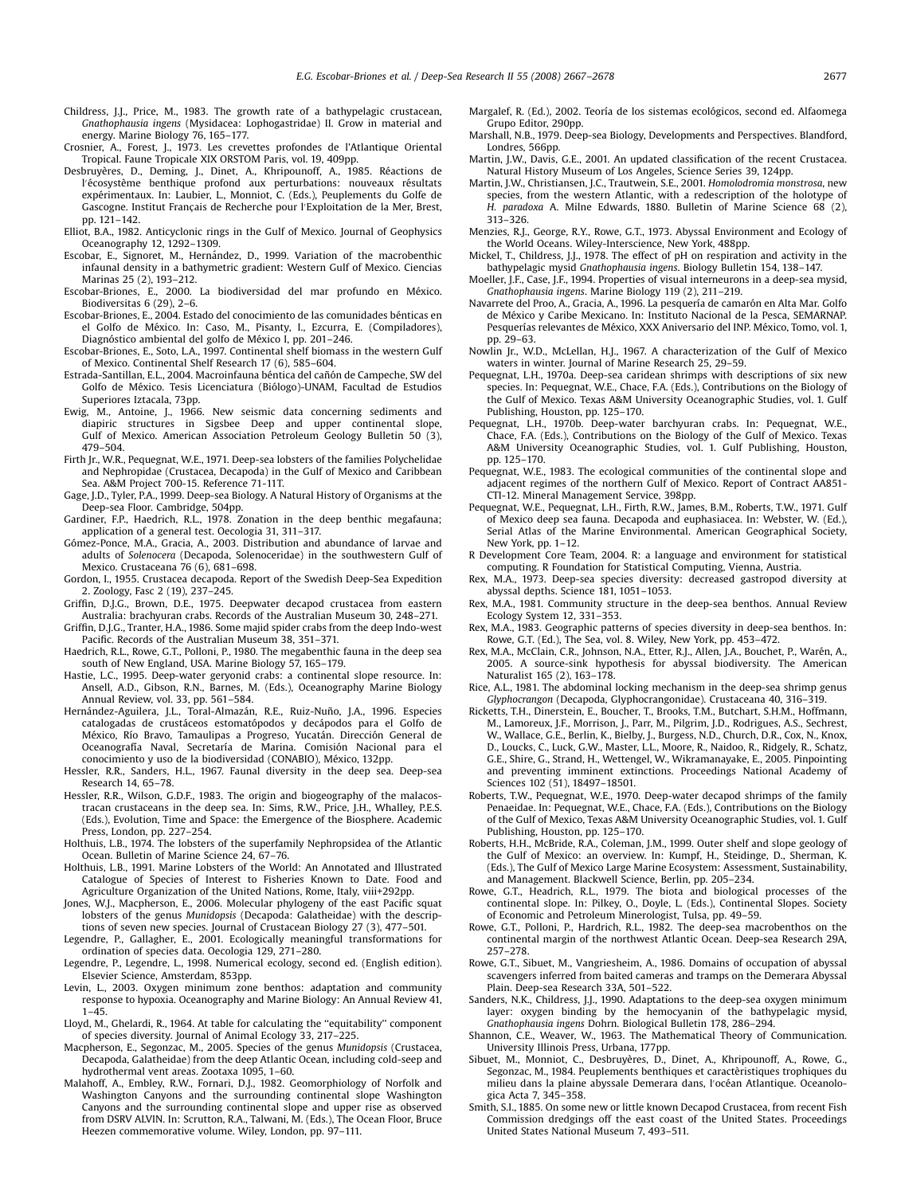Childress, J.J., Price, M., 1983. The growth rate of a bathypelagic crustacean, *Gnathophausia ingens* (Mysidacea: Lophogastridae) II. Grow in material and energy. Marine Biology 76, 165–177.

Crosnier, A., Forest, J., 1973. Les crevettes profondes de l'Atlantique Oriental Tropical. Faune Tropicale XIX ORSTOM Paris, vol. 19, 409pp.

Desbruyères, D., Deming, J., Dinet, A., Khripounoff, A., 1985. Réactions de l'écosystème benthique profond aux perturbations: nouveaux résultats expérimentaux. In: Laubier, L., Monniot, C. (Eds.), Peuplements du Golfe de Gascogne. Institut Français de Recherche pour l'Exploitation de la Mer, Brest, pp. 121–142.

Elliot, B.A., 1982. Anticyclonic rings in the Gulf of Mexico. Journal of Geophysics Oceanography 12, 1292–1309.

Escobar, E., Signoret, M., Hernández, D., 1999. Variation of the macrobenthic infaunal density in a bathymetric gradient: Western Gulf of Mexico. Ciencias Marinas 25 (2), 193–212.

Escobar-Briones, E., 2000. La biodiversidad del mar profundo en México. Biodiversitas 6 (29), 2–6.

Escobar-Briones, E., 2004. Estado del conocimiento de las comunidades bénticas en el Golfo de México. In: Caso, M., Pisanty, I., Ezcurra, E. (Compiladores), Diagnóstico ambiental del golfo de México I, pp. 201–246.

Escobar-Briones, E., Soto, L.A., 1997. Continental shelf biomass in the western Gulf of Mexico. Continental Shelf Research 17 (6), 585–604.

Estrada-Santillan, E.L., 2004. Macroinfauna béntica del cañón de Campeche, SW del Golfo de México. Tesis Licenciatura (Biólogo)-UNAM, Facultad de Estudios Superiores Iztacala, 73pp.

Ewig, M., Antoine, J., 1966. New seismic data concerning sediments and diapiric structures in Sigsbee Deep and upper continental slope, Gulf of Mexico. American Association Petroleum Geology Bulletin 50 (3), 479–504.

Firth Jr., W.R., Pequegnat, W.E., 1971. Deep-sea lobsters of the families Polychelidae and Nephropidae (Crustacea, Decapoda) in the Gulf of Mexico and Caribbean Sea. A&M Project 700-15. Reference 71-11T.

Gage, J.D., Tyler, P.A., 1999. Deep-sea Biology. A Natural History of Organisms at the Deep-sea Floor. Cambridge, 504pp.

Gardiner, F.P., Haedrich, R.L., 1978. Zonation in the deep benthic megafauna; application of a general test. Oecologia 31, 311–317.

Gómez-Ponce, M.A., Gracia, A., 2003. Distribution and abundance of larvae and adults of *Solenocera* (Decapoda, Solenoceridae) in the southwestern Gulf of Mexico. Crustaceana 76 (6), 681–698.

Gordon, I., 1955. Crustacea decapoda. Report of the Swedish Deep-Sea Expedition 2. Zoology, Fasc 2 (19), 237–245.

Griffin, D.J.G., Brown, D.E., 1975. Deepwater decapod crustacea from eastern Australia: brachyuran crabs. Records of the Australian Museum 30, 248–271.

Griffin, D.J.G., Tranter, H.A., 1986. Some majid spider crabs from the deep Indo-west Pacific. Records of the Australian Museum 38, 351–371.

Haedrich, R.L., Rowe, G.T., Polloni, P., 1980. The megabenthic fauna in the deep sea south of New England, USA. Marine Biology 57, 165–179.

Hastie, L.C., 1995. Deep-water geryonid crabs: a continental slope resource. In: Ansell, A.D., Gibson, R.N., Barnes, M. (Eds.), Oceanography Marine Biology Annual Review, vol. 33, pp. 561–584.

Hernández-Aguilera, J.L., Toral-Almazán, R.E., Ruiz-Nuño, J.A., 1996. Especies catalogadas de crustáceos estomatópodos y decápodos para el Golfo de México, Río Bravo, Tamaulipas a Progreso, Yucatán. Dirección General de Oceanografía Naval, Secretaría de Marina. Comisión Nacional para el conocimiento y uso de la biodiversidad (CONABIO), México, 132pp.

Hessler, R.R., Sanders, H.L., 1967. Faunal diversity in the deep sea. Deep-sea Research 14, 65–78.

Hessler, R.R., Wilson, G.D.F., 1983. The origin and biogeography of the malacostracan crustaceans in the deep sea. In: Sims, R.W., Price, J.H., Whalley, P.E.S. (Eds.), Evolution, Time and Space: the Emergence of the Biosphere. Academic Press, London, pp. 227–254.

Holthuis, L.B., 1974. The lobsters of the superfamily Nephropsidea of the Atlantic Ocean. Bulletin of Marine Science 24, 67–76.

Holthuis, L.B., 1991. Marine Lobsters of the World: An Annotated and Illustrated Catalogue of Species of Interest to Fisheries Known to Date. Food and Agriculture Organization of the United Nations, Rome, Italy, viii+292pp.

Jones, W.J., Macpherson, E., 2006. Molecular phylogeny of the east Pacific squat lobsters of the genus *Munidopsis* (Decapoda: Galatheidae) with the descriptions of seven new species. Journal of Crustacean Biology 27 (3), 477–501.

Legendre, P., Gallagher, E., 2001. Ecologically meaningful transformations for ordination of species data. Oecologia 129, 271–280.

Legendre, P., Legendre, L., 1998. Numerical ecology, second ed. (English edition). Elsevier Science, Amsterdam, 853pp.

Levin, L., 2003. Oxygen minimum zone benthos: adaptation and community response to hypoxia. Oceanography and Marine Biology: An Annual Review 41, 1–45.

Lloyd, M., Ghelardi, R., 1964. At table for calculating the ''equitability'' component of species diversity. Journal of Animal Ecology 33, 217–225.

Macpherson, E., Segonzac, M., 2005. Species of the genus *Munidopsis* (Crustacea, Decapoda, Galatheidae) from the deep Atlantic Ocean, including cold-seep and hydrothermal vent areas. Zootaxa 1095, 1–60.

Malahoff, A., Embley, R.W., Fornari, D.J., 1982. Geomorphiology of Norfolk and Washington Canyons and the surrounding continental slope Washington Canyons and the surrounding continental slope and upper rise as observed from DSRV ALVIN. In: Scrutton, R.A., Talwani, M. (Eds.), The Ocean Floor, Bruce Heezen commemorative volume. Wiley, London, pp. 97–111.

Margalef, R. (Ed.), 2002. Teoría de los sistemas ecológicos, second ed. Alfaomega Grupo Editor, 290pp.

Marshall, N.B., 1979. Deep-sea Biology, Developments and Perspectives. Blandford, Londres, 566pp.

Martin, J.W., Davis, G.E., 2001. An updated classification of the recent Crustacea. Natural History Museum of Los Angeles, Science Series 39, 124pp.

Martin, J.W., Christiansen, J.C., Trautwein, S.E., 2001. *Homolodromia monstrosa*, new species, from the western Atlantic, with a redescription of the holotype of *H. paradoxa* A. Milne Edwards, 1880. Bulletin of Marine Science 68 (2), 313–326.

Menzies, R.J., George, R.Y., Rowe, G.T., 1973. Abyssal Environment and Ecology of the World Oceans. Wiley-Interscience, New York, 488pp.

Mickel, T., Childress, J.J., 1978. The effect of pH on respiration and activity in the bathypelagic mysid *Gnathophausia ingens*. Biology Bulletin 154, 138–147.

Moeller, J.F., Case, J.F., 1994. Properties of visual interneurons in a deep-sea mysid, *Gnathophausia ingens*. Marine Biology 119 (2), 211–219.

Navarrete del Proo, A., Gracia, A., 1996. La pesquería de camarón en Alta Mar. Golfo de México y Caribe Mexicano. In: Instituto Nacional de la Pesca, SEMARNAP. Pesquerías relevantes de México, XXX Aniversario del INP. México, Tomo, vol. 1, pp. 29–63.

Nowlin Jr., W.D., McLellan, H.J., 1967. A characterization of the Gulf of Mexico waters in winter. Journal of Marine Research 25, 29–59.

Pequegnat, L.H., 1970a. Deep-sea caridean shrimps with descriptions of six new species. In: Pequegnat, W.E., Chace, F.A. (Eds.), Contributions on the Biology of the Gulf of Mexico. Texas A&M University Oceanographic Studies, vol. 1. Gulf Publishing, Houston, pp. 125–170.

Pequegnat, L.H., 1970b. Deep-water barchyuran crabs. In: Pequegnat, W.E., Chace, F.A. (Eds.), Contributions on the Biology of the Gulf of Mexico. Texas A&M University Oceanographic Studies, vol. 1. Gulf Publishing, Houston, pp. 125–170.

Pequegnat, W.E., 1983. The ecological communities of the continental slope and adjacent regimes of the northern Gulf of Mexico. Report of Contract AA851-CTI-12. Mineral Management Service, 398pp.

Pequegnat, W.E., Pequegnat, L.H., Firth, R.W., James, B.M., Roberts, T.W., 1971. Gulf of Mexico deep sea fauna. Decapoda and euphausiacea. In: Webster, W. (Ed.), Serial Atlas of the Marine Environmental. American Geographical Society, New York, pp. 1–12.

R Development Core Team, 2004. R: a language and environment for statistical computing. R Foundation for Statistical Computing, Vienna, Austria.

Rex, M.A., 1973. Deep-sea species diversity: decreased gastropod diversity at abyssal depths. Science 181, 1051–1053.

Rex, M.A., 1981. Community structure in the deep-sea benthos. Annual Review Ecology System 12, 331–353.

Rex, M.A., 1983. Geographic patterns of species diversity in deep-sea benthos. In: Rowe, G.T. (Ed.), The Sea, vol. 8. Wiley, New York, pp. 453–472.

Rex, M.A., McClain, C.R., Johnson, N.A., Etter, R.J., Allen, J.A., Bouchet, P., Warén, A., 2005. A source-sink hypothesis for abyssal biodiversity. The American Naturalist 165 (2), 163–178.

Rice, A.L., 1981. The abdominal locking mechanism in the deep-sea shrimp genus *Glyphocrangon* (Decapoda, Glyphocrangonidae). Crustaceana 40, 316–319.

Ricketts, T.H., Dinerstein, E., Boucher, T., Brooks, T.M., Butchart, S.H.M., Hoffmann, M., Lamoreux, J.F., Morrison, J., Parr, M., Pilgrim, J.D., Rodrigues, A.S., Sechrest, W., Wallace, G.E., Berlin, K., Bielby, J., Burgess, N.D., Church, D.R., Cox, N., Knox, D., Loucks, C., Luck, G.W., Master, L.L., Moore, R., Naidoo, R., Ridgely, R., Schatz, G.E., Shire, G., Strand, H., Wettengel, W., Wikramanayake, E., 2005. Pinpointing and preventing imminent extinctions. Proceedings National Academy of Sciences 102 (51), 18497–18501.

Roberts, T.W., Pequegnat, W.E., 1970. Deep-water decapod shrimps of the family Penaeidae. In: Pequegnat, W.E., Chace, F.A. (Eds.), Contributions on the Biology of the Gulf of Mexico, Texas A&M University Oceanographic Studies, vol. 1. Gulf Publishing, Houston, pp. 125–170.

Roberts, H.H., McBride, R.A., Coleman, J.M., 1999. Outer shelf and slope geology of the Gulf of Mexico: an overview. In: Kumpf, H., Steidinge, D., Sherman, K. (Eds.), The Gulf of Mexico Large Marine Ecosystem: Assessment, Sustainability, and Management. Blackwell Science, Berlin, pp. 205–234.

Rowe, G.T., Headrich, R.L., 1979. The biota and biological processes of the continental slope. In: Pilkey, O., Doyle, L. (Eds.), Continental Slopes. Society of Economic and Petroleum Minerologist, Tulsa, pp. 49–59.

Rowe, G.T., Polloni, P., Hardrich, R.L., 1982. The deep-sea macrobenthos on the continental margin of the northwest Atlantic Ocean. Deep-sea Research 29A, 257–278.

Rowe, G.T., Sibuet, M., Vangriesheim, A., 1986. Domains of occupation of abyssal scavengers inferred from baited cameras and tramps on the Demerara Abyssal Plain. Deep-sea Research 33A, 501–522.

Sanders, N.K., Childress, J.J., 1990. Adaptations to the deep-sea oxygen minimum layer: oxygen binding by the hemocyanin of the bathypelagic mysid, *Gnathophausia ingens* Dohrn. Biological Bulletin 178, 286–294.

Shannon, C.E., Weaver, W., 1963. The Mathematical Theory of Communication. University Illinois Press, Urbana, 177pp.

Sibuet, M., Monniot, C., Desbruyères, D., Dinet, A., Khripounoff, A., Rowe, G., Segonzac, M., 1984. Peuplements benthiques et caractèristiques trophiques du milieu dans la plaine abyssale Demerara dans, l'océan Atlantique. Oceanologica Acta 7, 345–358.

Smith, S.I., 1885. On some new or little known Decapod Crustacea, from recent Fish Commission dredgings off the east coast of the United States. Proceedings United States National Museum 7, 493–511.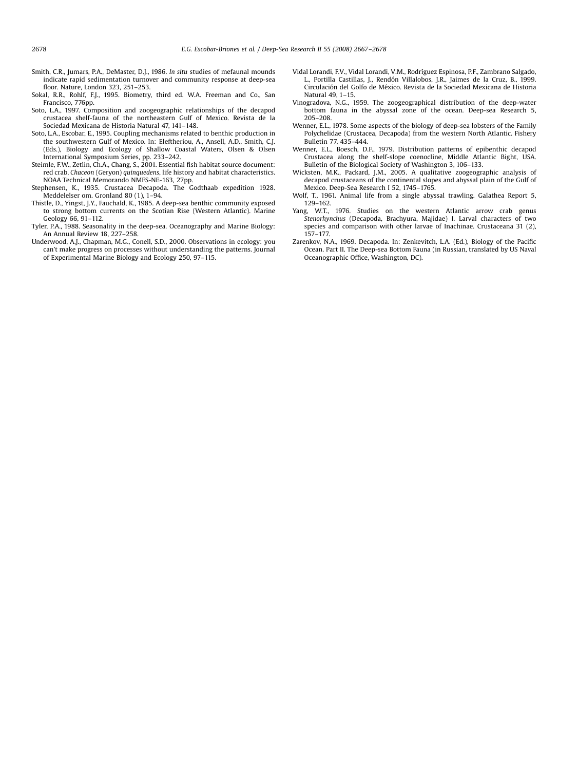Smith, C.R., Jumars, P.A., DeMaster, D.J., 1986. *In situ* studies of mefaunal mounds indicate rapid sedimentation turnover and community response at deep-sea floor. Nature, London 323, 251–253.

Sokal, R.R., Rohlf, F.J., 1995. Biometry, third ed. W.A. Freeman and Co., San Francisco, 776pp.

Soto, L.A., 1997. Composition and zoogeographic relationships of the decapod crustacea shelf-fauna of the northeastern Gulf of Mexico. Revista de la Sociedad Mexicana de Historia Natural 47, 141–148.

Soto, L.A., Escobar, E., 1995. Coupling mechanisms related to benthic production in the southwestern Gulf of Mexico. In: Eleftheriou, A., Ansell, A.D., Smith, C.J. (Eds.), Biology and Ecology of Shallow Coastal Waters, Olsen & Olsen International Symposium Series, pp. 233–242.

Steimle, F.W., Zetlin, Ch.A., Chang, S., 2001. Essential fish habitat source document: red crab, *Chaceon* (*Geryon*) *quinquedens*, life history and habitat characteristics. NOAA Technical Memorando NMFS-NE-163, 27pp.

Stephensen, K., 1935. Crustacea Decapoda. The Godthaab expedition 1928. Meddelelser om. Gronland 80 (1), 1–94.

Thistle, D., Yingst, J.Y., Fauchald, K., 1985. A deep-sea benthic community exposed to strong bottom currents on the Scotian Rise (Western Atlantic). Marine Geology 66, 91–112.

Tyler, P.A., 1988. Seasonality in the deep-sea. Oceanography and Marine Biology: An Annual Review 18, 227–258.

Underwood, A.J., Chapman, M.G., Conell, S.D., 2000. Observations in ecology: you can't make progress on processes without understanding the patterns. Journal of Experimental Marine Biology and Ecology 250, 97–115.

Vidal Lorandi, F.V., Vidal Lorandi, V.M., Rodríguez Espinosa, P.F., Zambrano Salgado, L., Portilla Castillas, J., Rendón Villalobos, J.R., Jaimes de la Cruz, B., 1999. Circulación del Golfo de México. Revista de la Sociedad Mexicana de Historia Natural 49, 1–15.

Vinogradova, N.G., 1959. The zoogeographical distribution of the deep-water bottom fauna in the abyssal zone of the ocean. Deep-sea Research 5, 205–208.

Wenner, E.L., 1978. Some aspects of the biology of deep-sea lobsters of the Family Polychelidae (Crustacea, Decapoda) from the western North Atlantic. Fishery Bulletin 77, 435–444.

Wenner, E.L., Boesch, D.F., 1979. Distribution patterns of epibenthic decapod Crustacea along the shelf-slope coenocline, Middle Atlantic Bight, USA. Bulletin of the Biological Society of Washington 3, 106–133.

Wicksten, M.K., Packard, J.M., 2005. A qualitative zoogeographic analysis of decapod crustaceans of the continental slopes and abyssal plain of the Gulf of Mexico. Deep-Sea Research I 52, 1745–1765.

Wolf, T., 1961. Animal life from a single abyssal trawling. Galathea Report 5, 129–162.

Yang, W.T., 1976. Studies on the western Atlantic arrow crab genus *Stenorhynchus* (Decapoda, Brachyura, Majidae) I. Larval characters of two species and comparison with other larvae of Inachinae. Crustaceana 31 (2), 157–177.

Zarenkov, N.A., 1969. Decapoda. In: Zenkevitch, L.A. (Ed.), Biology of the Pacific Ocean. Part II. The Deep-sea Bottom Fauna (in Russian, translated by US Naval Oceanographic Office, Washington, DC).